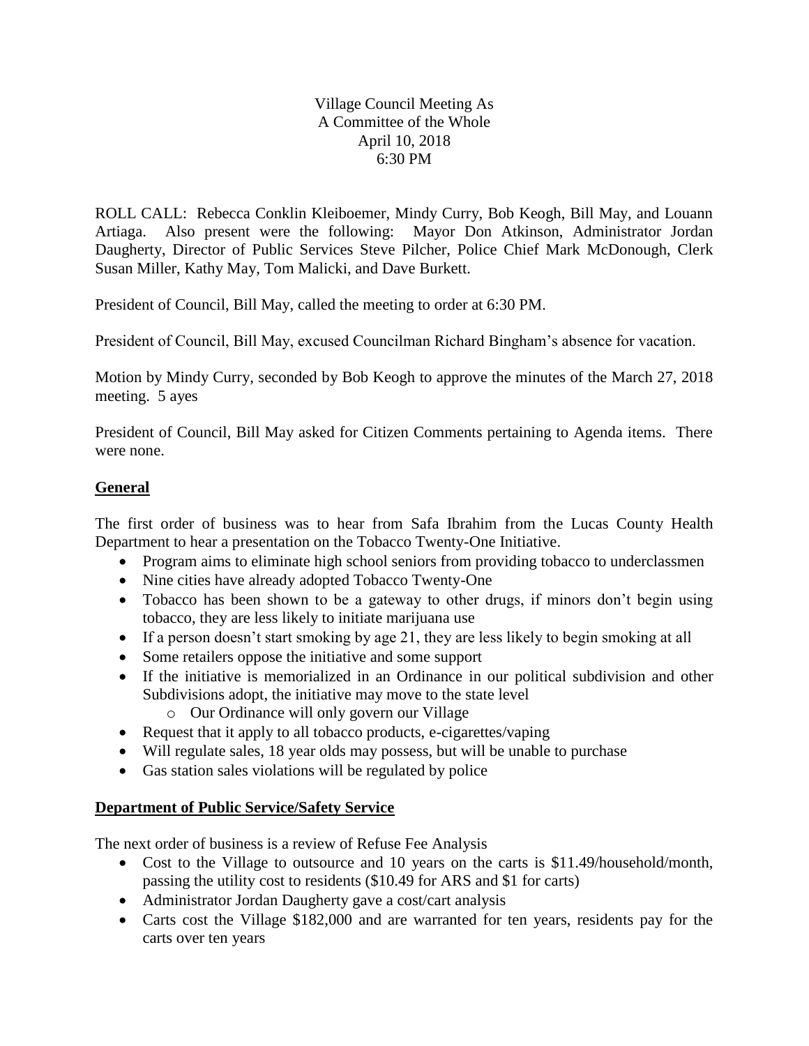Village Council Meeting As
A Committee of the Whole
April 10, 2018
6:30 PM

ROLL CALL: Rebecca Conklin Kleiboemer, Mindy Curry, Bob Keogh, Bill May, and Louann Artiaga. Also present were the following: Mayor Don Atkinson, Administrator Jordan Daugherty, Director of Public Services Steve Pilcher, Police Chief Mark McDonough, Clerk Susan Miller, Kathy May, Tom Malicki, and Dave Burkett.

President of Council, Bill May, called the meeting to order at 6:30 PM.

President of Council, Bill May, excused Councilman Richard Bingham's absence for vacation.

Motion by Mindy Curry, seconded by Bob Keogh to approve the minutes of the March 27, 2018 meeting. 5 ayes

President of Council, Bill May asked for Citizen Comments pertaining to Agenda items. There were none.

**General**

The first order of business was to hear from Safa Ibrahim from the Lucas County Health Department to hear a presentation on the Tobacco Twenty-One Initiative.

- Program aims to eliminate high school seniors from providing tobacco to underclassmen
- Nine cities have already adopted Tobacco Twenty-One
- Tobacco has been shown to be a gateway to other drugs, if minors don't begin using tobacco, they are less likely to initiate marijuana use
- If a person doesn't start smoking by age 21, they are less likely to begin smoking at all
- Some retailers oppose the initiative and some support
- If the initiative is memorialized in an Ordinance in our political subdivision and other Subdivisions adopt, the initiative may move to the state level
    - Our Ordinance will only govern our Village
- Request that it apply to all tobacco products, e-cigarettes/vaping
- Will regulate sales, 18 year olds may possess, but will be unable to purchase
- Gas station sales violations will be regulated by police

**Department of Public Service/Safety Service**

The next order of business is a review of Refuse Fee Analysis

- Cost to the Village to outsource and 10 years on the carts is $11.49/household/month, passing the utility cost to residents ($10.49 for ARS and $1 for carts)
- Administrator Jordan Daugherty gave a cost/cart analysis
- Carts cost the Village $182,000 and are warranted for ten years, residents pay for the carts over ten years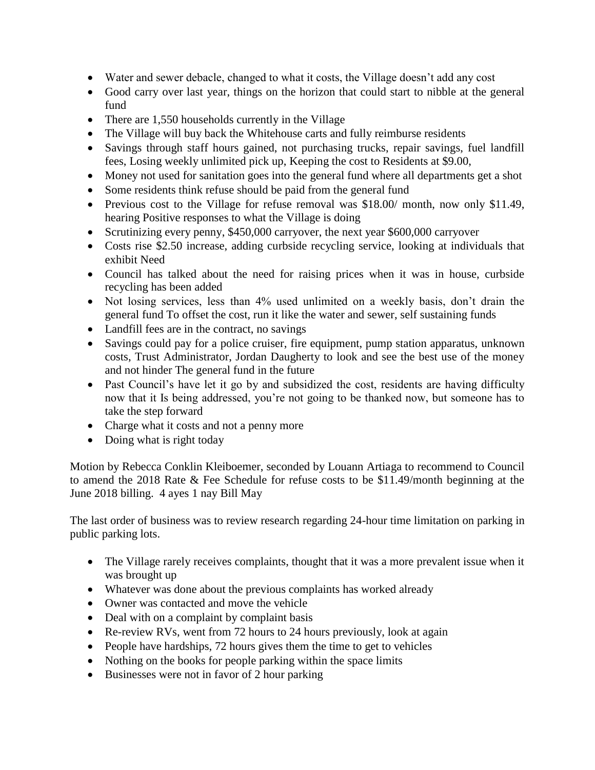- Water and sewer debacle, changed to what it costs, the Village doesn't add any cost
- Good carry over last year, things on the horizon that could start to nibble at the general fund
- There are 1,550 households currently in the Village
- The Village will buy back the Whitehouse carts and fully reimburse residents
- Savings through staff hours gained, not purchasing trucks, repair savings, fuel landfill fees, Losing weekly unlimited pick up, Keeping the cost to Residents at $9.00,
- Money not used for sanitation goes into the general fund where all departments get a shot
- Some residents think refuse should be paid from the general fund
- Previous cost to the Village for refuse removal was $18.00/ month, now only $11.49, hearing Positive responses to what the Village is doing
- Scrutinizing every penny, $450,000 carryover, the next year $600,000 carryover
- Costs rise $2.50 increase, adding curbside recycling service, looking at individuals that exhibit Need
- Council has talked about the need for raising prices when it was in house, curbside recycling has been added
- Not losing services, less than 4% used unlimited on a weekly basis, don't drain the general fund To offset the cost, run it like the water and sewer, self sustaining funds
- Landfill fees are in the contract, no savings
- Savings could pay for a police cruiser, fire equipment, pump station apparatus, unknown costs, Trust Administrator, Jordan Daugherty to look and see the best use of the money and not hinder The general fund in the future
- Past Council's have let it go by and subsidized the cost, residents are having difficulty now that it Is being addressed, you're not going to be thanked now, but someone has to take the step forward
- Charge what it costs and not a penny more
- Doing what is right today

Motion by Rebecca Conklin Kleiboemer, seconded by Louann Artiaga to recommend to Council to amend the 2018 Rate & Fee Schedule for refuse costs to be $11.49/month beginning at the June 2018 billing. 4 ayes 1 nay Bill May

The last order of business was to review research regarding 24-hour time limitation on parking in public parking lots.

- The Village rarely receives complaints, thought that it was a more prevalent issue when it was brought up
- Whatever was done about the previous complaints has worked already
- Owner was contacted and move the vehicle
- Deal with on a complaint by complaint basis
- Re-review RVs, went from 72 hours to 24 hours previously, look at again
- People have hardships, 72 hours gives them the time to get to vehicles
- Nothing on the books for people parking within the space limits
- Businesses were not in favor of 2 hour parking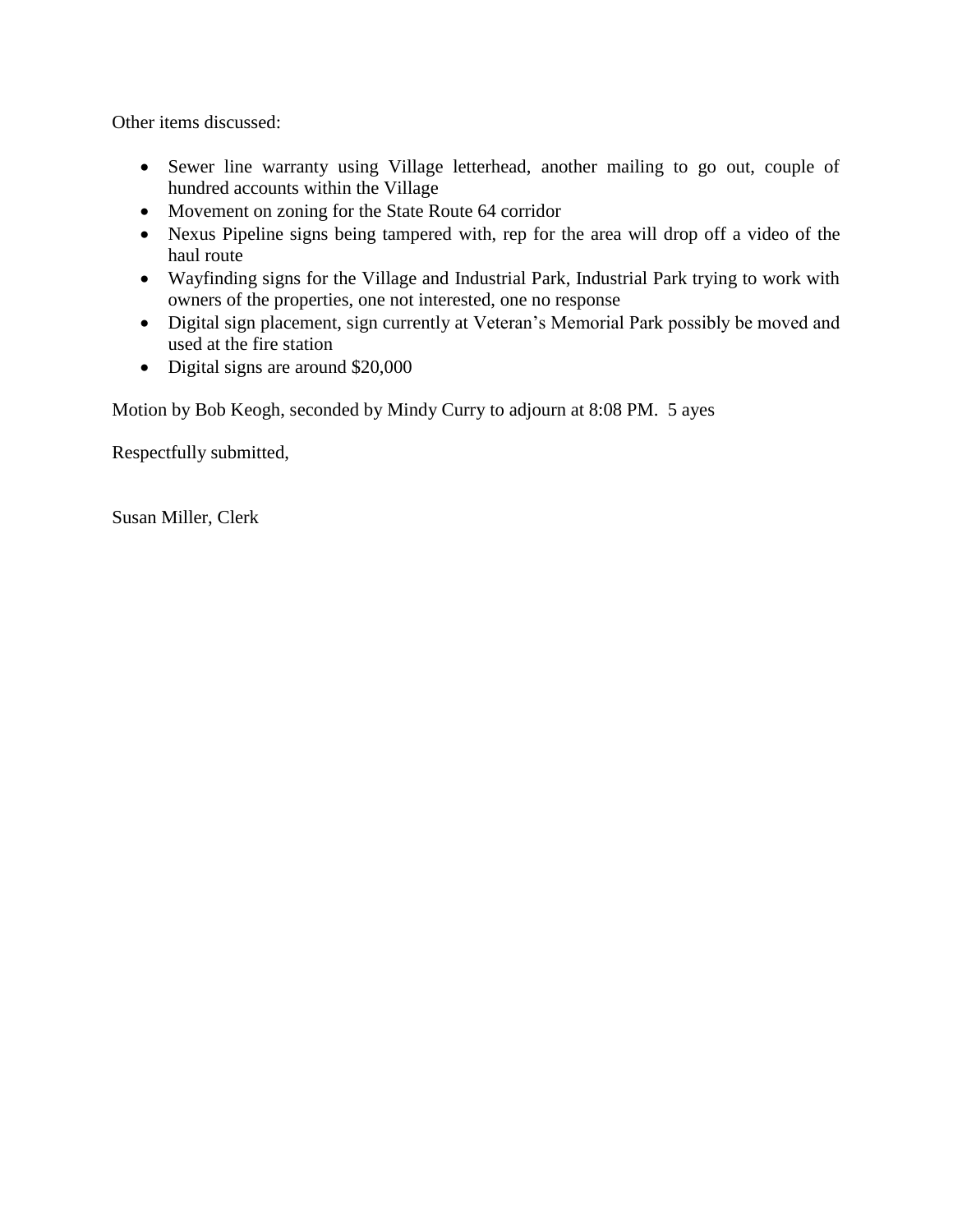Other items discussed:

- Sewer line warranty using Village letterhead, another mailing to go out, couple of hundred accounts within the Village
- Movement on zoning for the State Route 64 corridor
- Nexus Pipeline signs being tampered with, rep for the area will drop off a video of the haul route
- Wayfinding signs for the Village and Industrial Park, Industrial Park trying to work with owners of the properties, one not interested, one no response
- Digital sign placement, sign currently at Veteran's Memorial Park possibly be moved and used at the fire station
- Digital signs are around $20,000

Motion by Bob Keogh, seconded by Mindy Curry to adjourn at 8:08 PM. 5 ayes

Respectfully submitted,

Susan Miller, Clerk